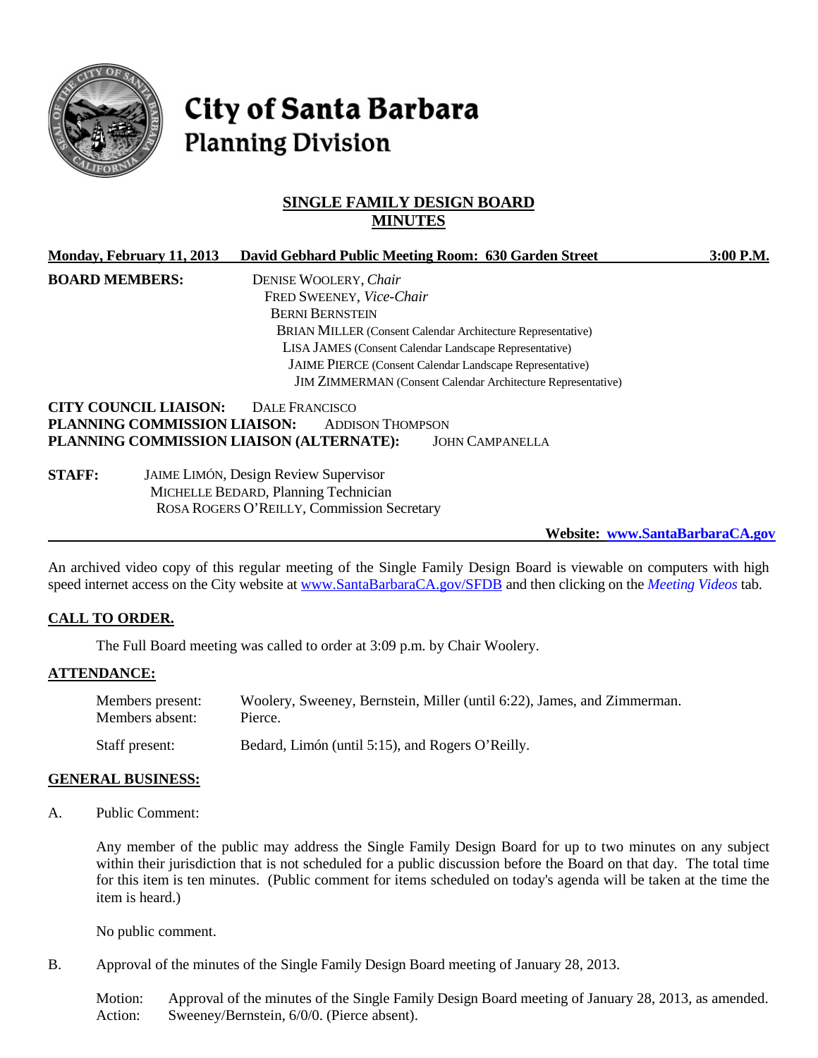# City of Santa Barbara
## Planning Division

## SINGLE FAMILY DESIGN BOARD
## MINUTES

**Monday, February 11, 2013** **David Gebhard Public Meeting Room: 630 Garden Street** **3:00 P.M.**

**BOARD MEMBERS:**
DENISE WOOLERY, *Chair*
FRED SWEENEY, *Vice-Chair*
BERNI BERNSTEIN
BRIAN MILLER (Consent Calendar Architecture Representative)
LISA JAMES (Consent Calendar Landscape Representative)
JAIME PIERCE (Consent Calendar Landscape Representative)
JIM ZIMMERMAN (Consent Calendar Architecture Representative)

**CITY COUNCIL LIAISON:** DALE FRANCISCO
**PLANNING COMMISSION LIAISON:** ADDISON THOMPSON
**PLANNING COMMISSION LIAISON (ALTERNATE):** JOHN CAMPANELLA

**STAFF:**
JAIME LIMÓN, Design Review Supervisor
MICHELLE BEDARD, Planning Technician
ROSA ROGERS O'REILLY, Commission Secretary

**Website: www.SantaBarbaraCA.gov**

An archived video copy of this regular meeting of the Single Family Design Board is viewable on computers with high speed internet access on the City website at www.SantaBarbaraCA.gov/SFDB and then clicking on the *Meeting Videos* tab.

## CALL TO ORDER.

The Full Board meeting was called to order at 3:09 p.m. by Chair Woolery.

## ATTENDANCE:

Members present: Woolery, Sweeney, Bernstein, Miller (until 6:22), James, and Zimmerman.
Members absent: Pierce.

Staff present: Bedard, Limón (until 5:15), and Rogers O'Reilly.

## GENERAL BUSINESS:

A. Public Comment:

Any member of the public may address the Single Family Design Board for up to two minutes on any subject within their jurisdiction that is not scheduled for a public discussion before the Board on that day. The total time for this item is ten minutes. (Public comment for items scheduled on today's agenda will be taken at the time the item is heard.)

No public comment.

B. Approval of the minutes of the Single Family Design Board meeting of January 28, 2013.

Motion: Approval of the minutes of the Single Family Design Board meeting of January 28, 2013, as amended.
Action: Sweeney/Bernstein, 6/0/0. (Pierce absent).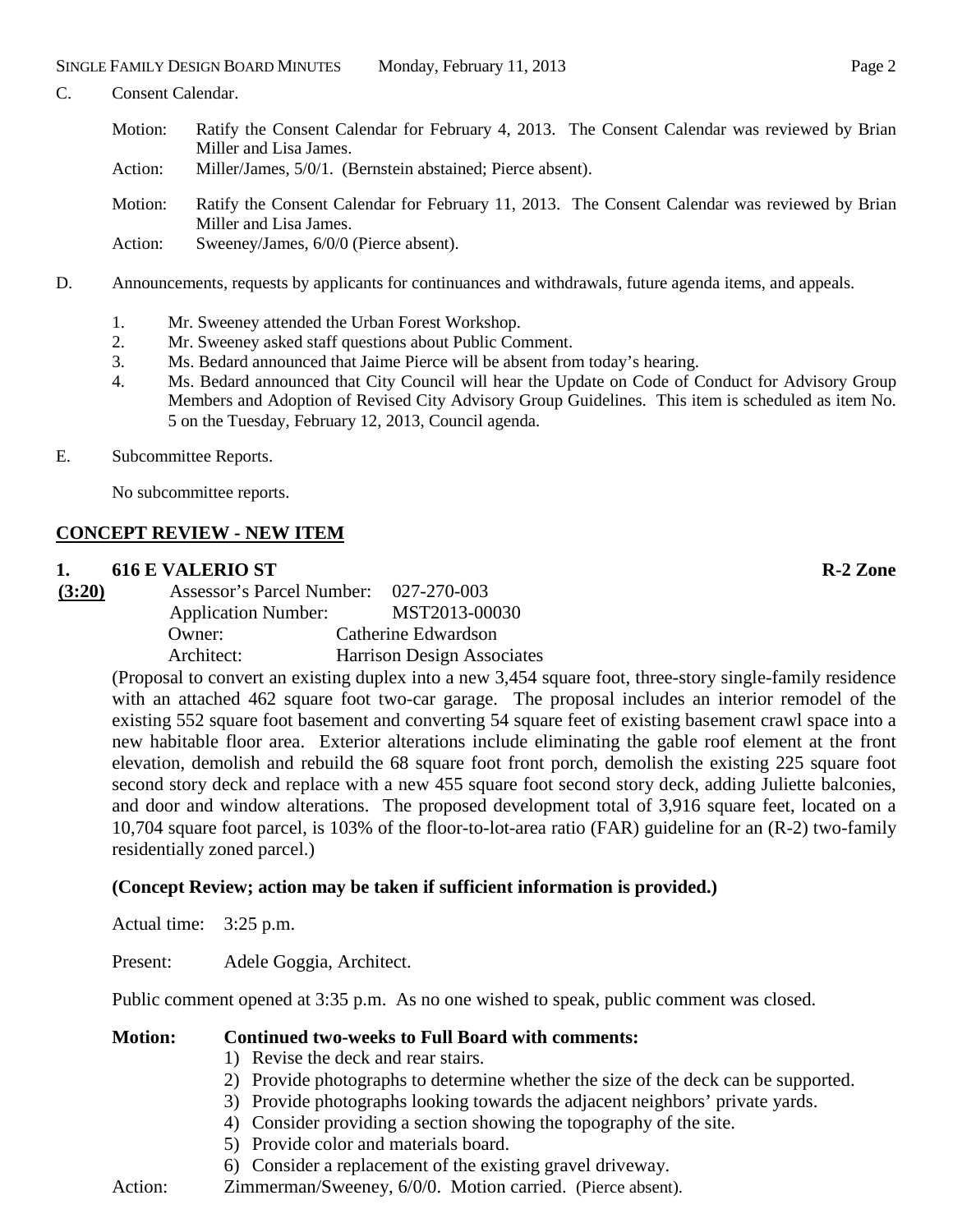C. Consent Calendar.

Motion: Ratify the Consent Calendar for February 4, 2013. The Consent Calendar was reviewed by Brian Miller and Lisa James.

Action: Miller/James, 5/0/1. (Bernstein abstained; Pierce absent).

Motion: Ratify the Consent Calendar for February 11, 2013. The Consent Calendar was reviewed by Brian Miller and Lisa James.

Action: Sweeney/James, 6/0/0 (Pierce absent).

D. Announcements, requests by applicants for continuances and withdrawals, future agenda items, and appeals.

1. Mr. Sweeney attended the Urban Forest Workshop.
2. Mr. Sweeney asked staff questions about Public Comment.
3. Ms. Bedard announced that Jaime Pierce will be absent from today's hearing.
4. Ms. Bedard announced that City Council will hear the Update on Code of Conduct for Advisory Group Members and Adoption of Revised City Advisory Group Guidelines. This item is scheduled as item No. 5 on the Tuesday, February 12, 2013, Council agenda.

E. Subcommittee Reports.

No subcommittee reports.

## CONCEPT REVIEW - NEW ITEM

### 1. 616 E VALERIO ST — R-2 Zone

**(3:20)**

Assessor's Parcel Number: 027-270-003
Application Number: MST2013-00030
Owner: Catherine Edwardson
Architect: Harrison Design Associates

(Proposal to convert an existing duplex into a new 3,454 square foot, three-story single-family residence with an attached 462 square foot two-car garage. The proposal includes an interior remodel of the existing 552 square foot basement and converting 54 square feet of existing basement crawl space into a new habitable floor area. Exterior alterations include eliminating the gable roof element at the front elevation, demolish and rebuild the 68 square foot front porch, demolish the existing 225 square foot second story deck and replace with a new 455 square foot second story deck, adding Juliette balconies, and door and window alterations. The proposed development total of 3,916 square feet, located on a 10,704 square foot parcel, is 103% of the floor-to-lot-area ratio (FAR) guideline for an (R-2) two-family residentially zoned parcel.)

**(Concept Review; action may be taken if sufficient information is provided.)**

Actual time: 3:25 p.m.

Present: Adele Goggia, Architect.

Public comment opened at 3:35 p.m. As no one wished to speak, public comment was closed.

**Motion: Continued two-weeks to Full Board with comments:**

1) Revise the deck and rear stairs.
2) Provide photographs to determine whether the size of the deck can be supported.
3) Provide photographs looking towards the adjacent neighbors' private yards.
4) Consider providing a section showing the topography of the site.
5) Provide color and materials board.
6) Consider a replacement of the existing gravel driveway.

Action: Zimmerman/Sweeney, 6/0/0. Motion carried. (Pierce absent).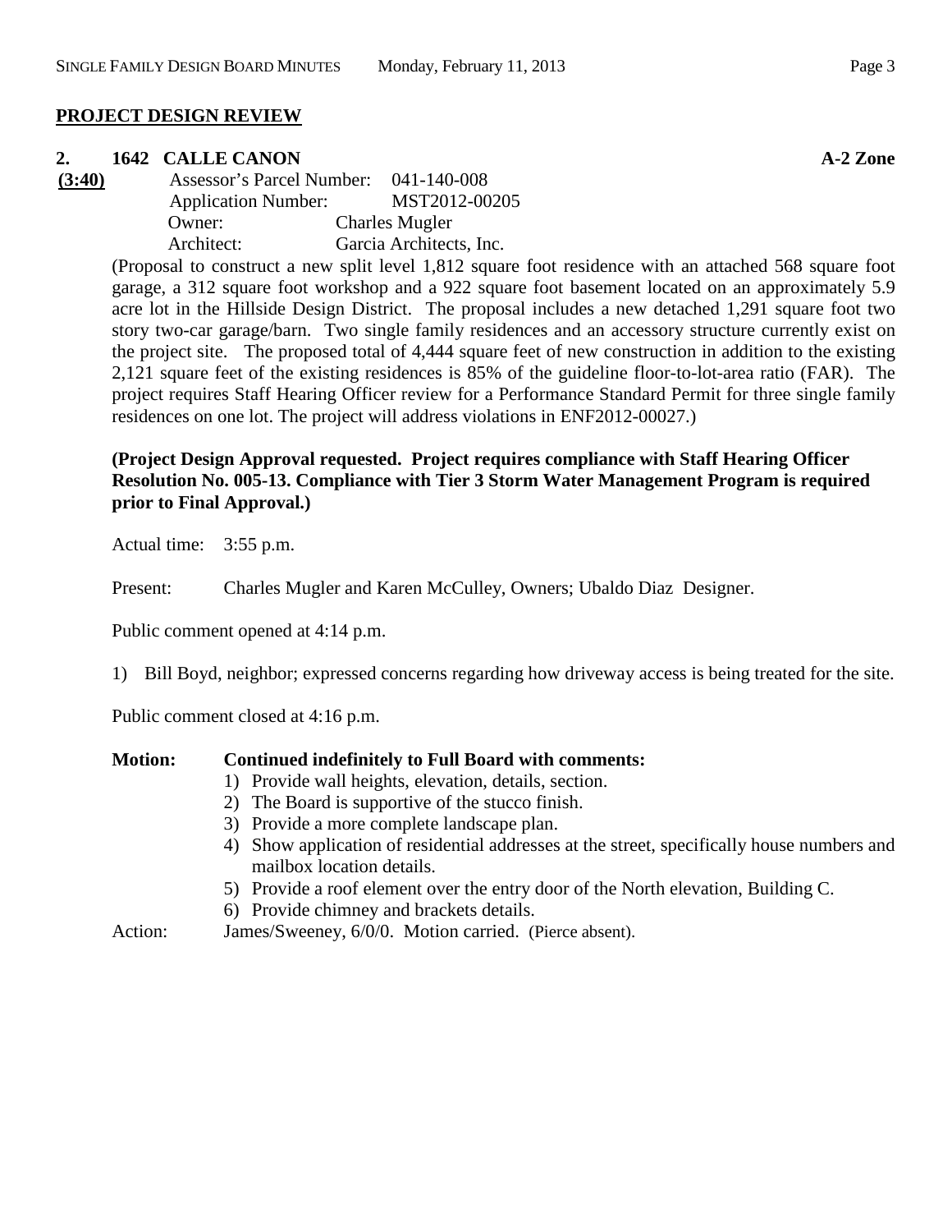## PROJECT DESIGN REVIEW

### 2. 1642 CALLE CANON — A-2 Zone

**(3:40)**

Assessor's Parcel Number: 041-140-008
Application Number: MST2012-00205
Owner: Charles Mugler
Architect: Garcia Architects, Inc.

(Proposal to construct a new split level 1,812 square foot residence with an attached 568 square foot garage, a 312 square foot workshop and a 922 square foot basement located on an approximately 5.9 acre lot in the Hillside Design District. The proposal includes a new detached 1,291 square foot two story two-car garage/barn. Two single family residences and an accessory structure currently exist on the project site. The proposed total of 4,444 square feet of new construction in addition to the existing 2,121 square feet of the existing residences is 85% of the guideline floor-to-lot-area ratio (FAR). The project requires Staff Hearing Officer review for a Performance Standard Permit for three single family residences on one lot. The project will address violations in ENF2012-00027.)

**(Project Design Approval requested. Project requires compliance with Staff Hearing Officer Resolution No. 005-13. Compliance with Tier 3 Storm Water Management Program is required prior to Final Approval.)**

Actual time: 3:55 p.m.

Present: Charles Mugler and Karen McCulley, Owners; Ubaldo Diaz Designer.

Public comment opened at 4:14 p.m.

1) Bill Boyd, neighbor; expressed concerns regarding how driveway access is being treated for the site.

Public comment closed at 4:16 p.m.

**Motion: Continued indefinitely to Full Board with comments:**

1) Provide wall heights, elevation, details, section.
2) The Board is supportive of the stucco finish.
3) Provide a more complete landscape plan.
4) Show application of residential addresses at the street, specifically house numbers and mailbox location details.
5) Provide a roof element over the entry door of the North elevation, Building C.
6) Provide chimney and brackets details.

Action: James/Sweeney, 6/0/0. Motion carried. (Pierce absent).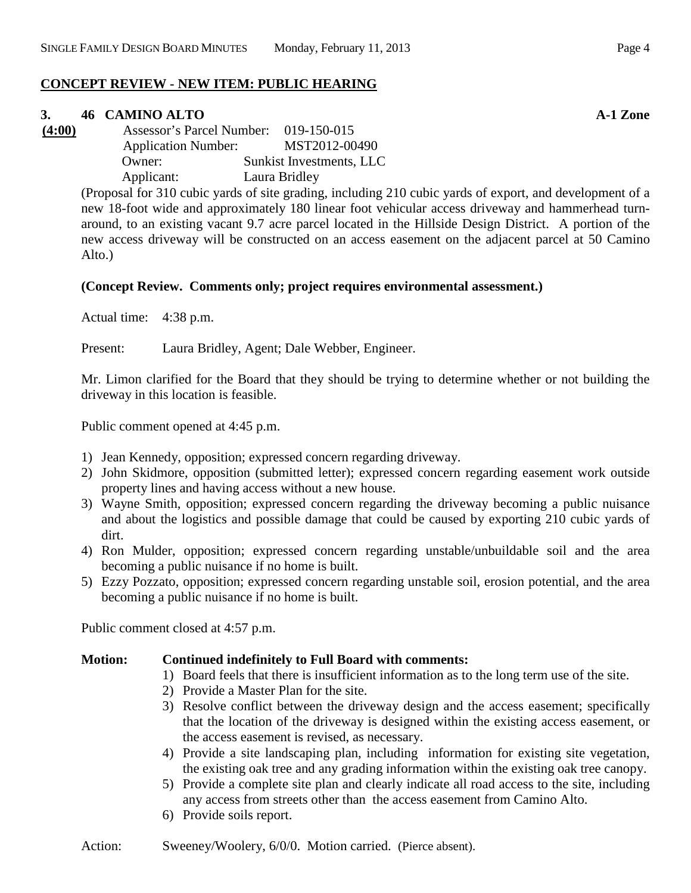**CONCEPT REVIEW - NEW ITEM: PUBLIC HEARING**

**3. 46 CAMINO ALTO** **A-1 Zone**

**(4:00)**
Assessor's Parcel Number: 019-150-015
Application Number: MST2012-00490
Owner: Sunkist Investments, LLC
Applicant: Laura Bridley

(Proposal for 310 cubic yards of site grading, including 210 cubic yards of export, and development of a new 18-foot wide and approximately 180 linear foot vehicular access driveway and hammerhead turn-around, to an existing vacant 9.7 acre parcel located in the Hillside Design District. A portion of the new access driveway will be constructed on an access easement on the adjacent parcel at 50 Camino Alto.)

**(Concept Review. Comments only; project requires environmental assessment.)**

Actual time: 4:38 p.m.

Present: Laura Bridley, Agent; Dale Webber, Engineer.

Mr. Limon clarified for the Board that they should be trying to determine whether or not building the driveway in this location is feasible.

Public comment opened at 4:45 p.m.

1) Jean Kennedy, opposition; expressed concern regarding driveway.
2) John Skidmore, opposition (submitted letter); expressed concern regarding easement work outside property lines and having access without a new house.
3) Wayne Smith, opposition; expressed concern regarding the driveway becoming a public nuisance and about the logistics and possible damage that could be caused by exporting 210 cubic yards of dirt.
4) Ron Mulder, opposition; expressed concern regarding unstable/unbuildable soil and the area becoming a public nuisance if no home is built.
5) Ezzy Pozzato, opposition; expressed concern regarding unstable soil, erosion potential, and the area becoming a public nuisance if no home is built.

Public comment closed at 4:57 p.m.

**Motion: Continued indefinitely to Full Board with comments:**

1) Board feels that there is insufficient information as to the long term use of the site.
2) Provide a Master Plan for the site.
3) Resolve conflict between the driveway design and the access easement; specifically that the location of the driveway is designed within the existing access easement, or the access easement is revised, as necessary.
4) Provide a site landscaping plan, including information for existing site vegetation, the existing oak tree and any grading information within the existing oak tree canopy.
5) Provide a complete site plan and clearly indicate all road access to the site, including any access from streets other than the access easement from Camino Alto.
6) Provide soils report.

Action: Sweeney/Woolery, 6/0/0. Motion carried. (Pierce absent).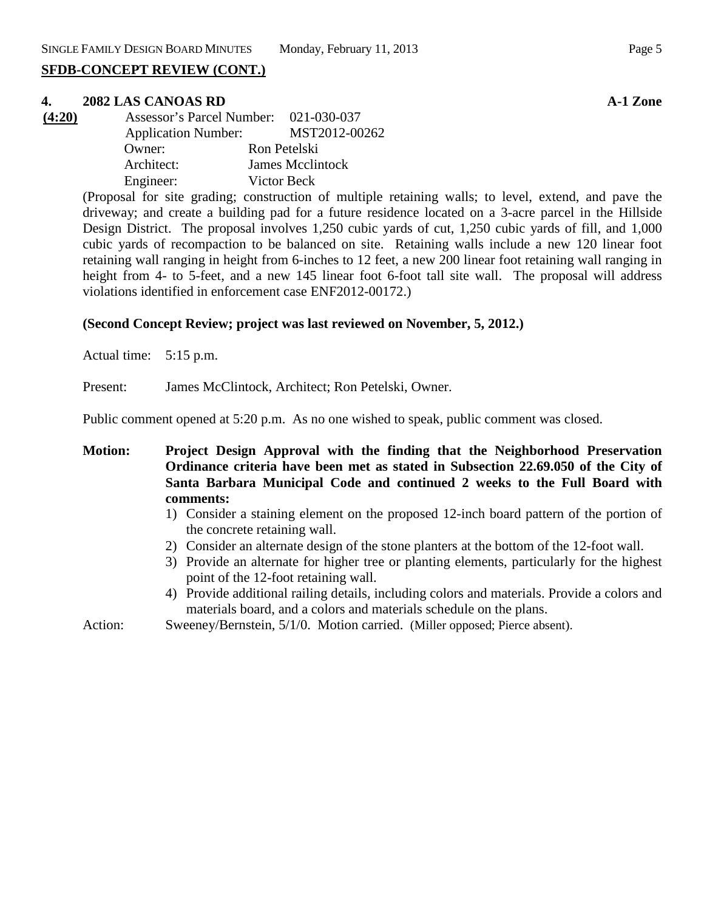**SFDB-CONCEPT REVIEW (CONT.)**

**4. 2082 LAS CANOAS RD** **A-1 Zone**

**(4:20)**

Assessor's Parcel Number: 021-030-037
Application Number: MST2012-00262
Owner: Ron Petelski
Architect: James Mcclintock
Engineer: Victor Beck

(Proposal for site grading; construction of multiple retaining walls; to level, extend, and pave the driveway; and create a building pad for a future residence located on a 3-acre parcel in the Hillside Design District. The proposal involves 1,250 cubic yards of cut, 1,250 cubic yards of fill, and 1,000 cubic yards of recompaction to be balanced on site. Retaining walls include a new 120 linear foot retaining wall ranging in height from 6-inches to 12 feet, a new 200 linear foot retaining wall ranging in height from 4- to 5-feet, and a new 145 linear foot 6-foot tall site wall. The proposal will address violations identified in enforcement case ENF2012-00172.)

**(Second Concept Review; project was last reviewed on November, 5, 2012.)**

Actual time: 5:15 p.m.

Present: James McClintock, Architect; Ron Petelski, Owner.

Public comment opened at 5:20 p.m. As no one wished to speak, public comment was closed.

**Motion: Project Design Approval with the finding that the Neighborhood Preservation Ordinance criteria have been met as stated in Subsection 22.69.050 of the City of Santa Barbara Municipal Code and continued 2 weeks to the Full Board with comments:**

1) Consider a staining element on the proposed 12-inch board pattern of the portion of the concrete retaining wall.
2) Consider an alternate design of the stone planters at the bottom of the 12-foot wall.
3) Provide an alternate for higher tree or planting elements, particularly for the highest point of the 12-foot retaining wall.
4) Provide additional railing details, including colors and materials. Provide a colors and materials board, and a colors and materials schedule on the plans.

Action: Sweeney/Bernstein, 5/1/0. Motion carried. (Miller opposed; Pierce absent).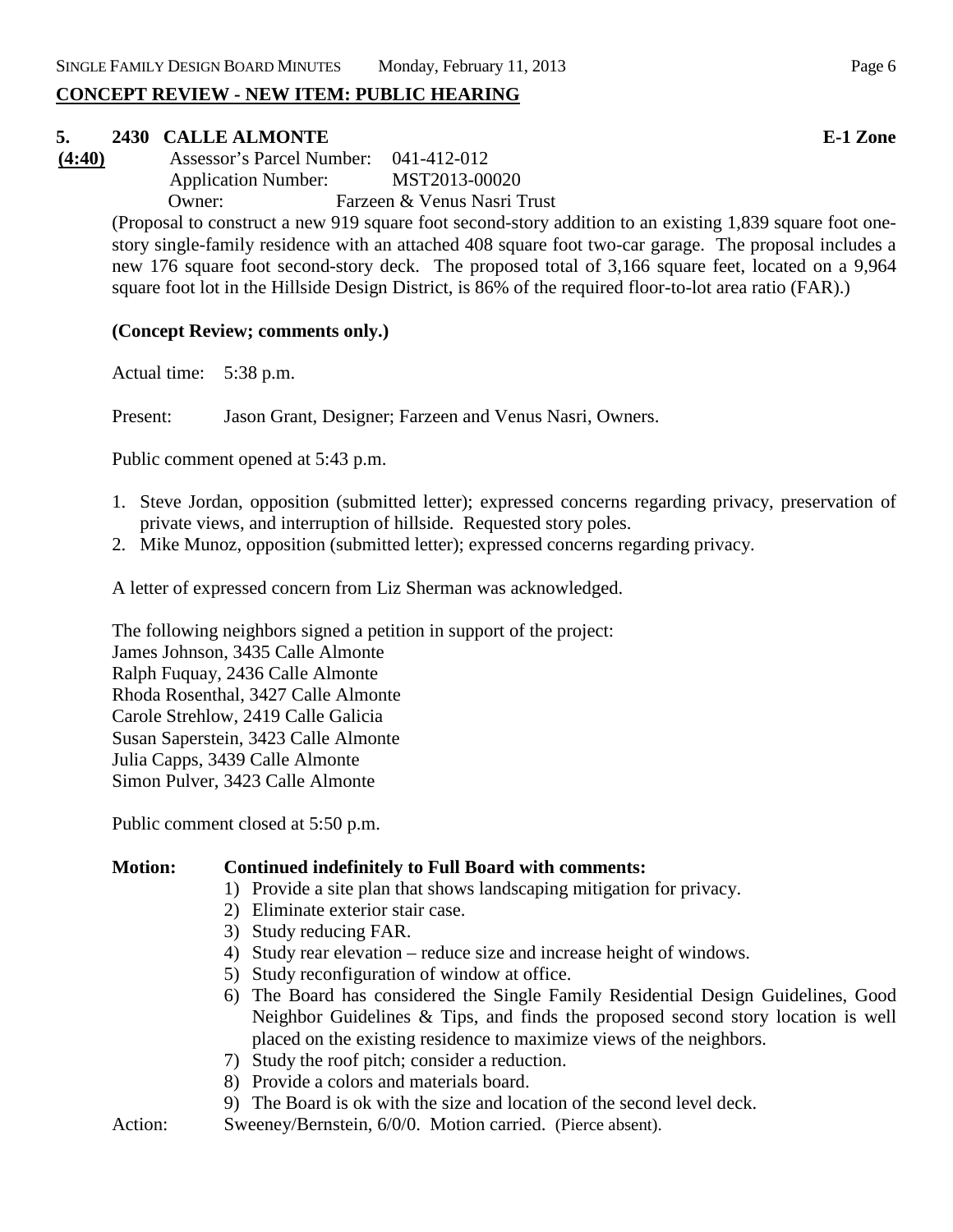## CONCEPT REVIEW - NEW ITEM: PUBLIC HEARING

### 5. 2430 CALLE ALMONTE E-1 Zone

**(4:40)**

Assessor's Parcel Number: 041-412-012
Application Number: MST2013-00020
Owner: Farzeen & Venus Nasri Trust

(Proposal to construct a new 919 square foot second-story addition to an existing 1,839 square foot one-story single-family residence with an attached 408 square foot two-car garage. The proposal includes a new 176 square foot second-story deck. The proposed total of 3,166 square feet, located on a 9,964 square foot lot in the Hillside Design District, is 86% of the required floor-to-lot area ratio (FAR).)

**(Concept Review; comments only.)**

Actual time: 5:38 p.m.

Present: Jason Grant, Designer; Farzeen and Venus Nasri, Owners.

Public comment opened at 5:43 p.m.

1. Steve Jordan, opposition (submitted letter); expressed concerns regarding privacy, preservation of private views, and interruption of hillside. Requested story poles.
2. Mike Munoz, opposition (submitted letter); expressed concerns regarding privacy.

A letter of expressed concern from Liz Sherman was acknowledged.

The following neighbors signed a petition in support of the project:
James Johnson, 3435 Calle Almonte
Ralph Fuquay, 2436 Calle Almonte
Rhoda Rosenthal, 3427 Calle Almonte
Carole Strehlow, 2419 Calle Galicia
Susan Saperstein, 3423 Calle Almonte
Julia Capps, 3439 Calle Almonte
Simon Pulver, 3423 Calle Almonte

Public comment closed at 5:50 p.m.

**Motion: Continued indefinitely to Full Board with comments:**

1) Provide a site plan that shows landscaping mitigation for privacy.
2) Eliminate exterior stair case.
3) Study reducing FAR.
4) Study rear elevation – reduce size and increase height of windows.
5) Study reconfiguration of window at office.
6) The Board has considered the Single Family Residential Design Guidelines, Good Neighbor Guidelines & Tips, and finds the proposed second story location is well placed on the existing residence to maximize views of the neighbors.
7) Study the roof pitch; consider a reduction.
8) Provide a colors and materials board.
9) The Board is ok with the size and location of the second level deck.

Action: Sweeney/Bernstein, 6/0/0. Motion carried. (Pierce absent).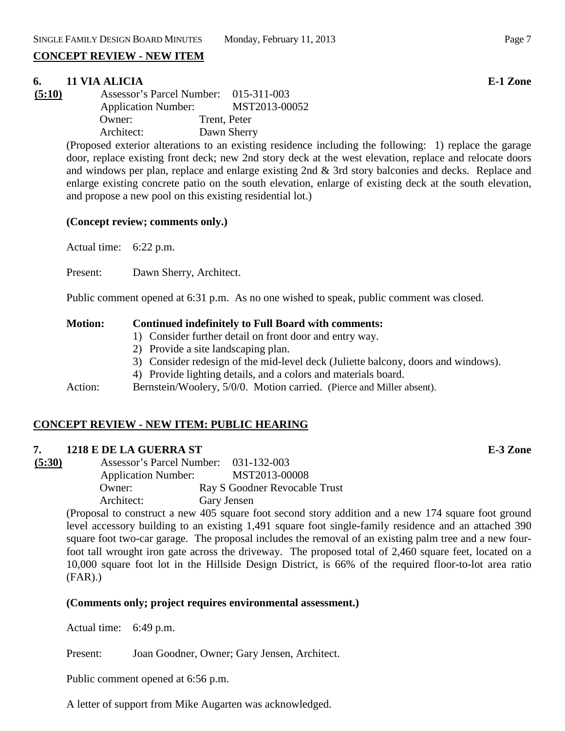## CONCEPT REVIEW - NEW ITEM

### 6. 11 VIA ALICIA — E-1 Zone

**(5:10)**

Assessor's Parcel Number: 015-311-003
Application Number: MST2013-00052
Owner: Trent, Peter
Architect: Dawn Sherry

(Proposed exterior alterations to an existing residence including the following: 1) replace the garage door, replace existing front deck; new 2nd story deck at the west elevation, replace and relocate doors and windows per plan, replace and enlarge existing 2nd & 3rd story balconies and decks. Replace and enlarge existing concrete patio on the south elevation, enlarge of existing deck at the south elevation, and propose a new pool on this existing residential lot.)

**(Concept review; comments only.)**

Actual time: 6:22 p.m.

Present: Dawn Sherry, Architect.

Public comment opened at 6:31 p.m. As no one wished to speak, public comment was closed.

**Motion: Continued indefinitely to Full Board with comments:**

1) Consider further detail on front door and entry way.
2) Provide a site landscaping plan.
3) Consider redesign of the mid-level deck (Juliette balcony, doors and windows).
4) Provide lighting details, and a colors and materials board.

Action: Bernstein/Woolery, 5/0/0. Motion carried. (Pierce and Miller absent).

## CONCEPT REVIEW - NEW ITEM: PUBLIC HEARING

### 7. 1218 E DE LA GUERRA ST — E-3 Zone

**(5:30)**

Assessor's Parcel Number: 031-132-003
Application Number: MST2013-00008
Owner: Ray S Goodner Revocable Trust
Architect: Gary Jensen

(Proposal to construct a new 405 square foot second story addition and a new 174 square foot ground level accessory building to an existing 1,491 square foot single-family residence and an attached 390 square foot two-car garage. The proposal includes the removal of an existing palm tree and a new four-foot tall wrought iron gate across the driveway. The proposed total of 2,460 square feet, located on a 10,000 square foot lot in the Hillside Design District, is 66% of the required floor-to-lot area ratio (FAR).)

**(Comments only; project requires environmental assessment.)**

Actual time: 6:49 p.m.

Present: Joan Goodner, Owner; Gary Jensen, Architect.

Public comment opened at 6:56 p.m.

A letter of support from Mike Augarten was acknowledged.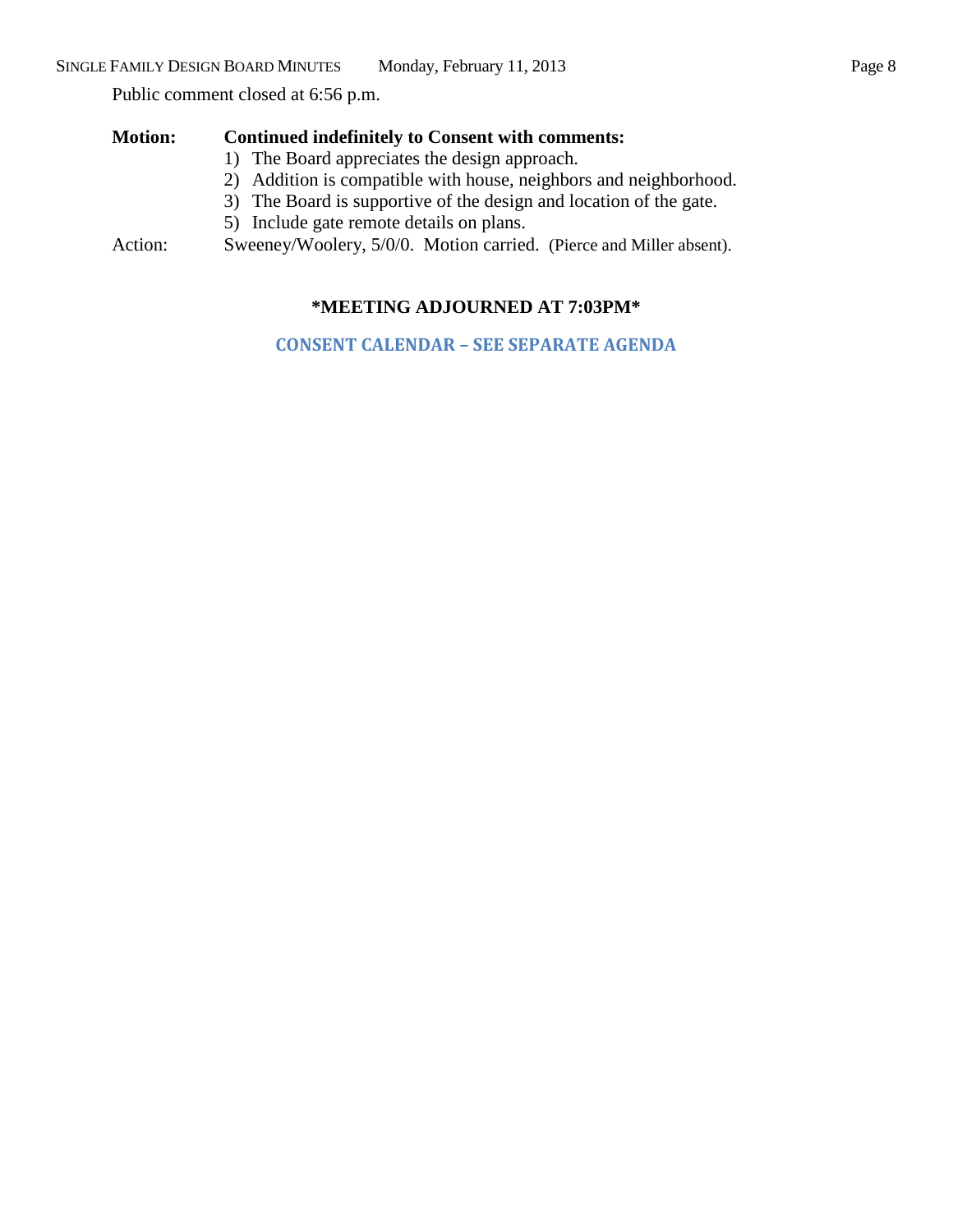Public comment closed at 6:56 p.m.

**Motion: Continued indefinitely to Consent with comments:**

1) The Board appreciates the design approach.
2) Addition is compatible with house, neighbors and neighborhood.
3) The Board is supportive of the design and location of the gate.
5) Include gate remote details on plans.

Action: Sweeney/Woolery, 5/0/0. Motion carried. (Pierce and Miller absent).

**\*MEETING ADJOURNED AT 7:03PM\***

**CONSENT CALENDAR – SEE SEPARATE AGENDA**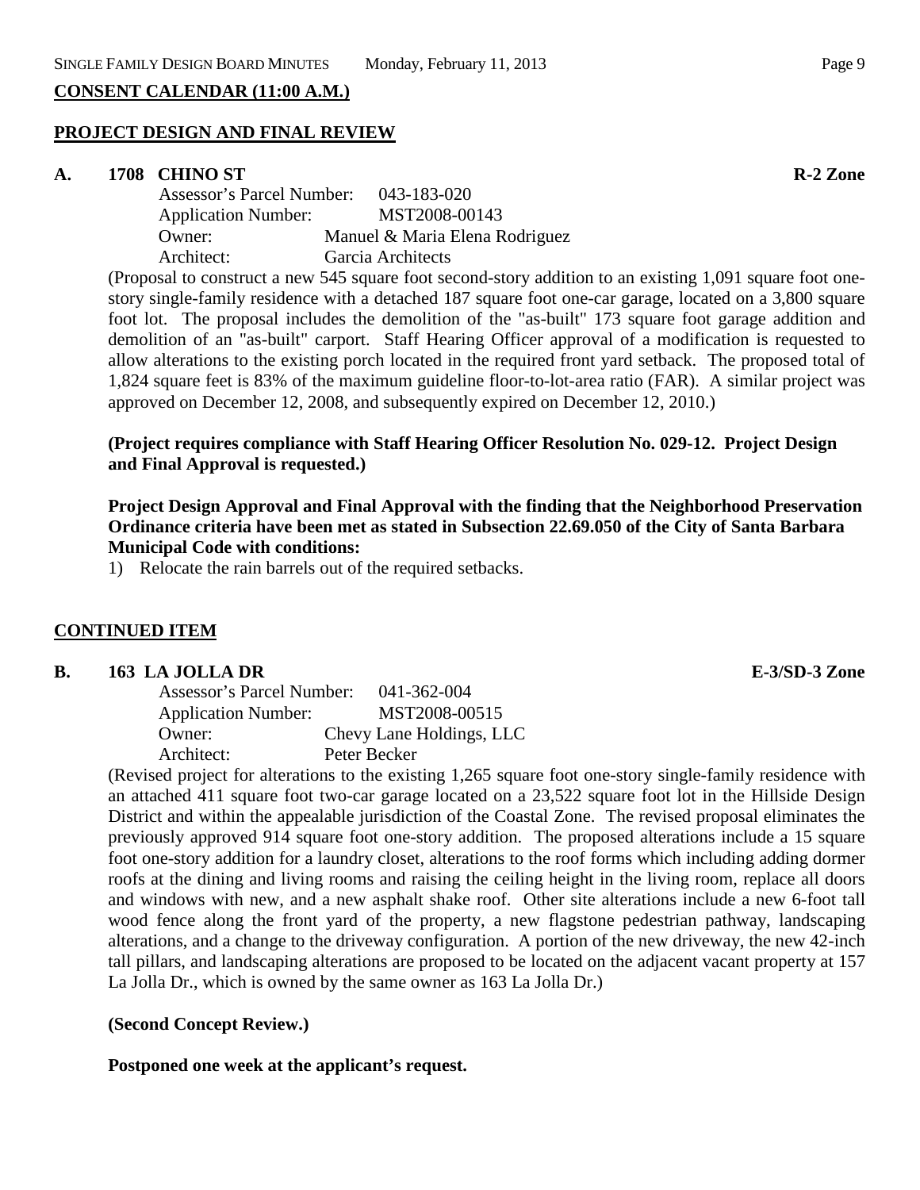## CONSENT CALENDAR (11:00 A.M.)

### PROJECT DESIGN AND FINAL REVIEW

**A. 1708 CHINO ST** **R-2 Zone**

Assessor's Parcel Number: 043-183-020
Application Number: MST2008-00143
Owner: Manuel & Maria Elena Rodriguez
Architect: Garcia Architects

(Proposal to construct a new 545 square foot second-story addition to an existing 1,091 square foot one-story single-family residence with a detached 187 square foot one-car garage, located on a 3,800 square foot lot. The proposal includes the demolition of the "as-built" 173 square foot garage addition and demolition of an "as-built" carport. Staff Hearing Officer approval of a modification is requested to allow alterations to the existing porch located in the required front yard setback. The proposed total of 1,824 square feet is 83% of the maximum guideline floor-to-lot-area ratio (FAR). A similar project was approved on December 12, 2008, and subsequently expired on December 12, 2010.)

**(Project requires compliance with Staff Hearing Officer Resolution No. 029-12. Project Design and Final Approval is requested.)**

**Project Design Approval and Final Approval with the finding that the Neighborhood Preservation Ordinance criteria have been met as stated in Subsection 22.69.050 of the City of Santa Barbara Municipal Code with conditions:**

1) Relocate the rain barrels out of the required setbacks.

### CONTINUED ITEM

**B. 163 LA JOLLA DR** **E-3/SD-3 Zone**

Assessor's Parcel Number: 041-362-004
Application Number: MST2008-00515
Owner: Chevy Lane Holdings, LLC
Architect: Peter Becker

(Revised project for alterations to the existing 1,265 square foot one-story single-family residence with an attached 411 square foot two-car garage located on a 23,522 square foot lot in the Hillside Design District and within the appealable jurisdiction of the Coastal Zone. The revised proposal eliminates the previously approved 914 square foot one-story addition. The proposed alterations include a 15 square foot one-story addition for a laundry closet, alterations to the roof forms which including adding dormer roofs at the dining and living rooms and raising the ceiling height in the living room, replace all doors and windows with new, and a new asphalt shake roof. Other site alterations include a new 6-foot tall wood fence along the front yard of the property, a new flagstone pedestrian pathway, landscaping alterations, and a change to the driveway configuration. A portion of the new driveway, the new 42-inch tall pillars, and landscaping alterations are proposed to be located on the adjacent vacant property at 157 La Jolla Dr., which is owned by the same owner as 163 La Jolla Dr.)

**(Second Concept Review.)**

**Postponed one week at the applicant's request.**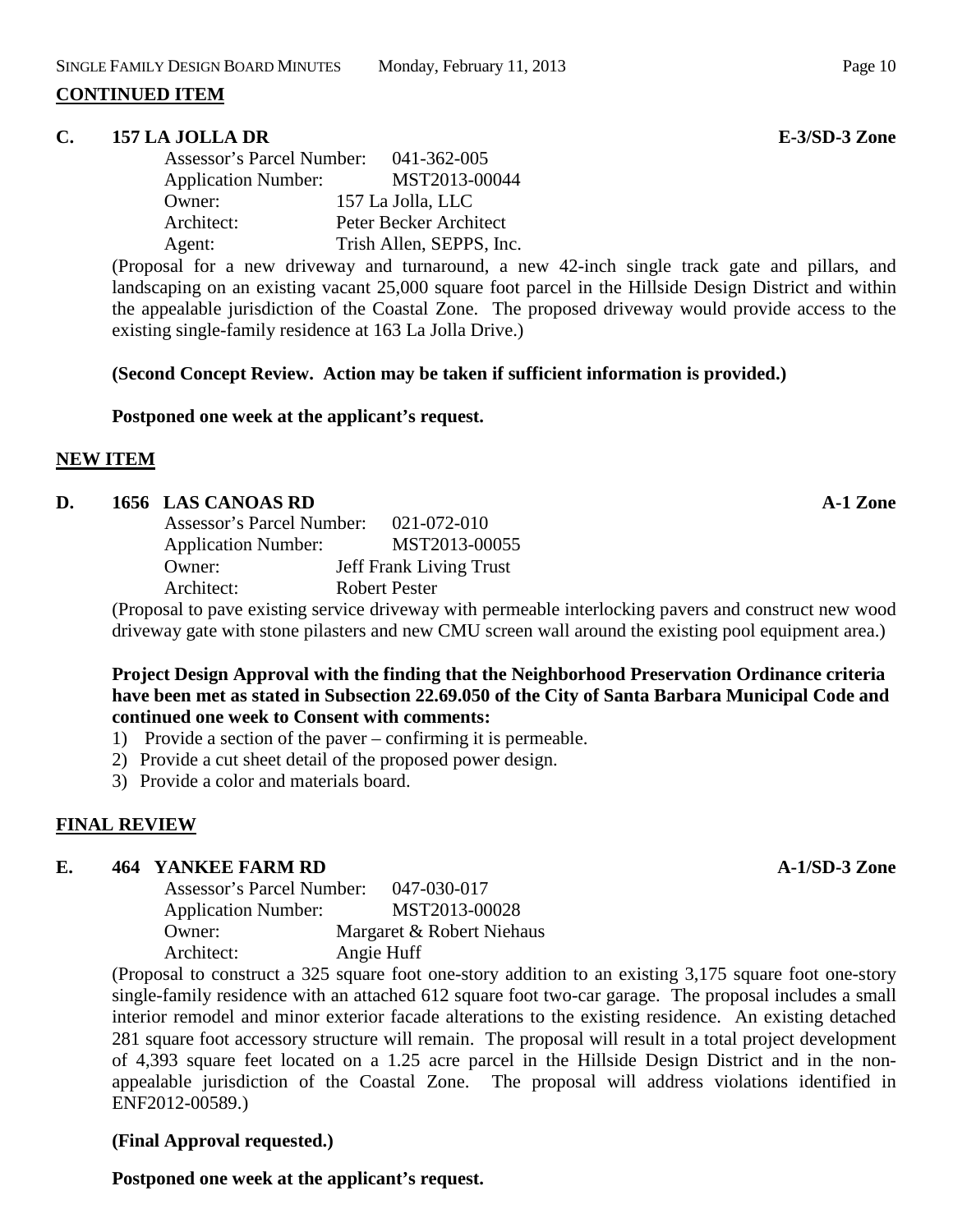**CONTINUED ITEM**

**C. 157 LA JOLLA DR** **E-3/SD-3 Zone**

Assessor's Parcel Number: 041-362-005
Application Number: MST2013-00044
Owner: 157 La Jolla, LLC
Architect: Peter Becker Architect
Agent: Trish Allen, SEPPS, Inc.

(Proposal for a new driveway and turnaround, a new 42-inch single track gate and pillars, and landscaping on an existing vacant 25,000 square foot parcel in the Hillside Design District and within the appealable jurisdiction of the Coastal Zone. The proposed driveway would provide access to the existing single-family residence at 163 La Jolla Drive.)

**(Second Concept Review. Action may be taken if sufficient information is provided.)**

**Postponed one week at the applicant's request.**

**NEW ITEM**

**D. 1656 LAS CANOAS RD** **A-1 Zone**

Assessor's Parcel Number: 021-072-010
Application Number: MST2013-00055
Owner: Jeff Frank Living Trust
Architect: Robert Pester

(Proposal to pave existing service driveway with permeable interlocking pavers and construct new wood driveway gate with stone pilasters and new CMU screen wall around the existing pool equipment area.)

**Project Design Approval with the finding that the Neighborhood Preservation Ordinance criteria have been met as stated in Subsection 22.69.050 of the City of Santa Barbara Municipal Code and continued one week to Consent with comments:**

1) Provide a section of the paver – confirming it is permeable.
2) Provide a cut sheet detail of the proposed power design.
3) Provide a color and materials board.

**FINAL REVIEW**

**E. 464 YANKEE FARM RD** **A-1/SD-3 Zone**

Assessor's Parcel Number: 047-030-017
Application Number: MST2013-00028
Owner: Margaret & Robert Niehaus
Architect: Angie Huff

(Proposal to construct a 325 square foot one-story addition to an existing 3,175 square foot one-story single-family residence with an attached 612 square foot two-car garage. The proposal includes a small interior remodel and minor exterior facade alterations to the existing residence. An existing detached 281 square foot accessory structure will remain. The proposal will result in a total project development of 4,393 square feet located on a 1.25 acre parcel in the Hillside Design District and in the non-appealable jurisdiction of the Coastal Zone. The proposal will address violations identified in ENF2012-00589.)

**(Final Approval requested.)**

**Postponed one week at the applicant's request.**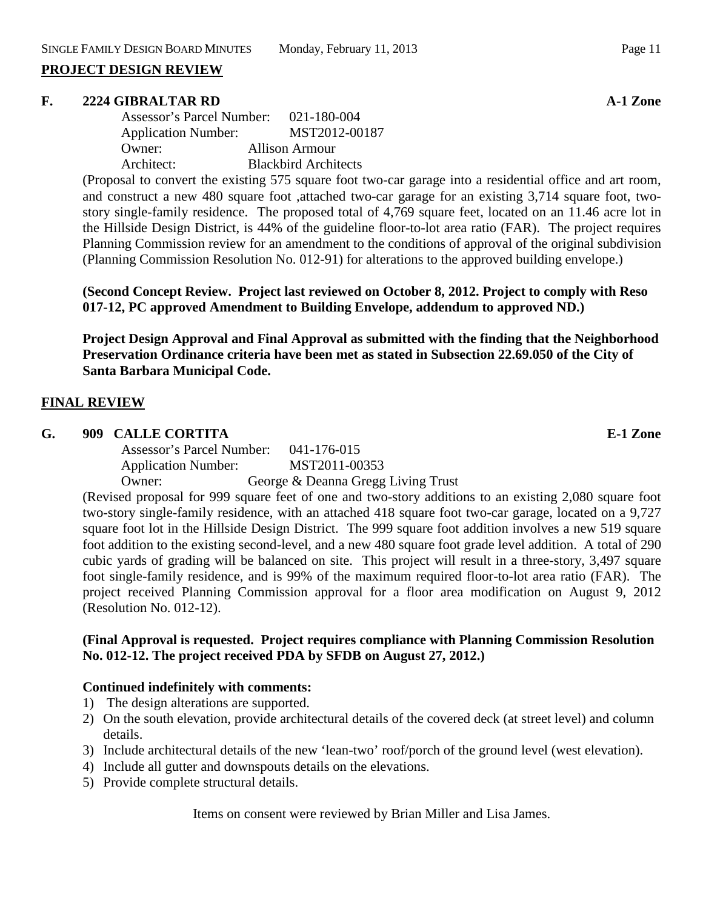## PROJECT DESIGN REVIEW

### F. 2224 GIBRALTAR RD — A-1 Zone

Assessor's Parcel Number: 021-180-004
Application Number: MST2012-00187
Owner: Allison Armour
Architect: Blackbird Architects

(Proposal to convert the existing 575 square foot two-car garage into a residential office and art room, and construct a new 480 square foot ,attached two-car garage for an existing 3,714 square foot, two-story single-family residence. The proposed total of 4,769 square feet, located on an 11.46 acre lot in the Hillside Design District, is 44% of the guideline floor-to-lot area ratio (FAR). The project requires Planning Commission review for an amendment to the conditions of approval of the original subdivision (Planning Commission Resolution No. 012-91) for alterations to the approved building envelope.)

**(Second Concept Review. Project last reviewed on October 8, 2012. Project to comply with Reso 017-12, PC approved Amendment to Building Envelope, addendum to approved ND.)**

**Project Design Approval and Final Approval as submitted with the finding that the Neighborhood Preservation Ordinance criteria have been met as stated in Subsection 22.69.050 of the City of Santa Barbara Municipal Code.**

## FINAL REVIEW

### G. 909 CALLE CORTITA — E-1 Zone

Assessor's Parcel Number: 041-176-015
Application Number: MST2011-00353
Owner: George & Deanna Gregg Living Trust

(Revised proposal for 999 square feet of one and two-story additions to an existing 2,080 square foot two-story single-family residence, with an attached 418 square foot two-car garage, located on a 9,727 square foot lot in the Hillside Design District. The 999 square foot addition involves a new 519 square foot addition to the existing second-level, and a new 480 square foot grade level addition. A total of 290 cubic yards of grading will be balanced on site. This project will result in a three-story, 3,497 square foot single-family residence, and is 99% of the maximum required floor-to-lot area ratio (FAR). The project received Planning Commission approval for a floor area modification on August 9, 2012 (Resolution No. 012-12).

**(Final Approval is requested. Project requires compliance with Planning Commission Resolution No. 012-12. The project received PDA by SFDB on August 27, 2012.)**

**Continued indefinitely with comments:**

1) The design alterations are supported.
2) On the south elevation, provide architectural details of the covered deck (at street level) and column details.
3) Include architectural details of the new 'lean-two' roof/porch of the ground level (west elevation).
4) Include all gutter and downspouts details on the elevations.
5) Provide complete structural details.

Items on consent were reviewed by Brian Miller and Lisa James.